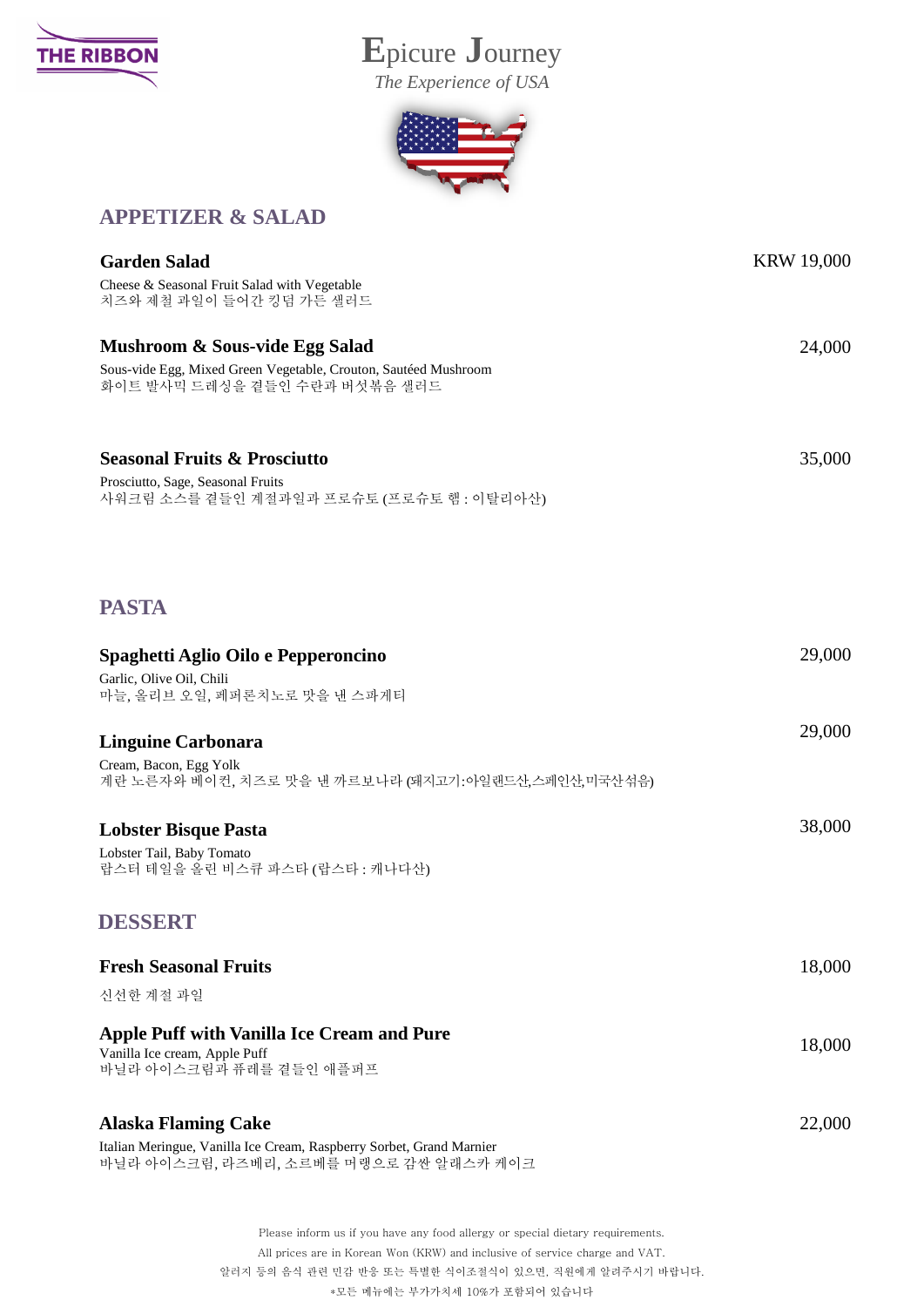**THE RIBBON**

# Epicure Journey

*The Experience of USA*

## APPETIZER & SALAD

### Garden Salad — KRW 19,000

Cheese & Seasonal Fruit Salad with Vegetable
치즈와 제철 과일이 들어간 킹덤 가든 샐러드

### Mushroom & Sous-vide Egg Salad — 24,000

Sous-vide Egg, Mixed Green Vegetable, Crouton, Sautéed Mushroom
화이트 발사믹 드레싱을 곁들인 수란과 버섯볶음 샐러드

### Seasonal Fruits & Prosciutto — 35,000

Prosciutto, Sage, Seasonal Fruits
사워크림 소스를 곁들인 계절과일과 프로슈토 (프로슈토 햄 : 이탈리아산)

## PASTA

### Spaghetti Aglio Oilo e Pepperoncino — 29,000

Garlic, Olive Oil, Chili
마늘, 올리브 오일, 페퍼론치노로 맛을 낸 스파게티

### Linguine Carbonara — 29,000

Cream, Bacon, Egg Yolk
계란 노른자와 베이컨, 치즈로 맛을 낸 까르보나라 (돼지고기:아일랜드산,스페인산,미국산섞음)

### Lobster Bisque Pasta — 38,000

Lobster Tail, Baby Tomato
랍스터 테일을 올린 비스큐 파스타 (랍스타 : 캐나다산)

## DESSERT

### Fresh Seasonal Fruits — 18,000

신선한 계절 과일

### Apple Puff with Vanilla Ice Cream and Pure — 18,000

Vanilla Ice cream, Apple Puff
바닐라 아이스크림과 퓨레를 곁들인 애플퍼프

### Alaska Flaming Cake — 22,000

Italian Meringue, Vanilla Ice Cream, Raspberry Sorbet, Grand Marnier
바닐라 아이스크림, 라즈베리, 소르베를 머랭으로 감싼 알래스카 케이크

Please inform us if you have any food allergy or special dietary requirements.
All prices are in Korean Won (KRW) and inclusive of service charge and VAT.
알러지 등의 음식 관련 민감 반응 또는 특별한 식이조절식이 있으면, 직원에게 알려주시기 바랍니다.
*모든 메뉴에는 부가가치세 10%가 포함되어 있습니다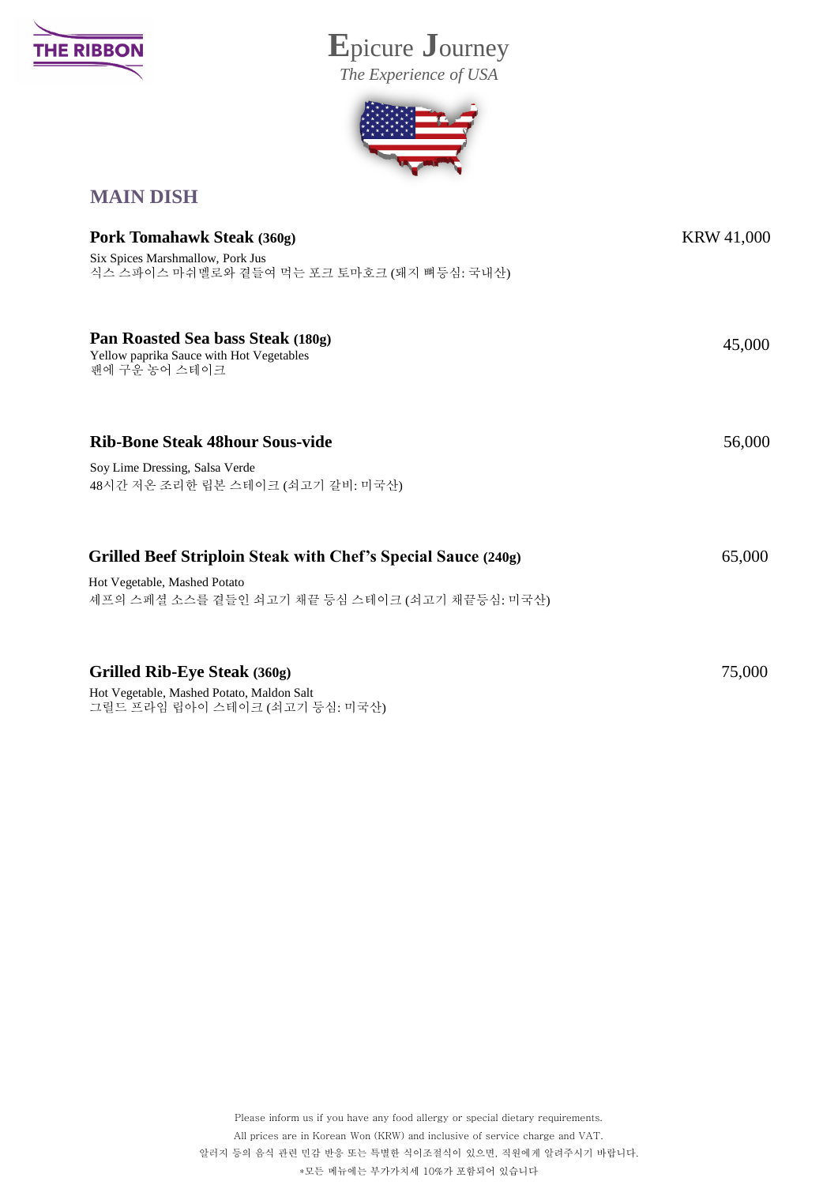THE RIBBON

# Epicure Journey

*The Experience of USA*

## MAIN DISH

**Pork Tomahawk Steak (360g)** — KRW 41,000

Six Spices Marshmallow, Pork Jus
식스 스파이스 마쉬멜로와 곁들여 먹는 포크 토마호크 (돼지 뼈등심: 국내산)

**Pan Roasted Sea bass Steak (180g)** — 45,000

Yellow paprika Sauce with Hot Vegetables
팬에 구운 농어 스테이크

**Rib-Bone Steak 48hour Sous-vide** — 56,000

Soy Lime Dressing, Salsa Verde
48시간 저온 조리한 립본 스테이크 (쇠고기 갈비: 미국산)

**Grilled Beef Striploin Steak with Chef's Special Sauce (240g)** — 65,000

Hot Vegetable, Mashed Potato
셰프의 스페셜 소스를 곁들인 쇠고기 채끝 등심 스테이크 (쇠고기 채끝등심: 미국산)

**Grilled Rib-Eye Steak (360g)** — 75,000

Hot Vegetable, Mashed Potato, Maldon Salt
그릴드 프라임 립아이 스테이크 (쇠고기 등심: 미국산)

Please inform us if you have any food allergy or special dietary requirements.
All prices are in Korean Won (KRW) and inclusive of service charge and VAT.
알러지 등의 음식 관련 민감 반응 또는 특별한 식이조절식이 있으면, 직원에게 알려주시기 바랍니다.
*모든 메뉴에는 부가가치세 10%가 포함되어 있습니다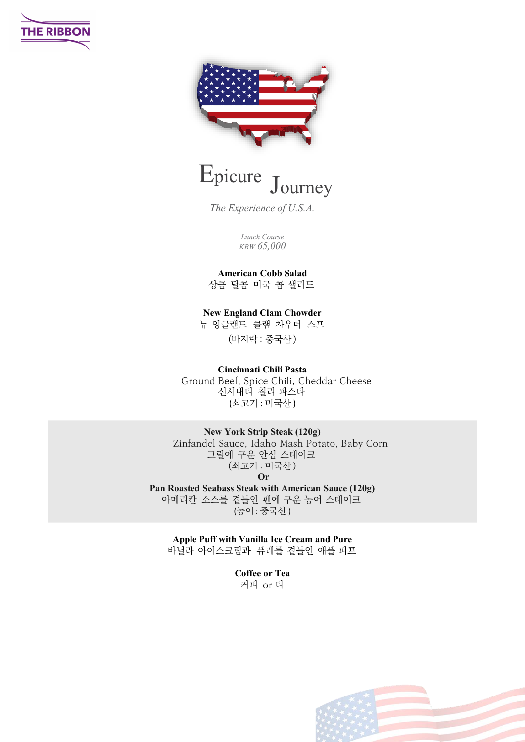THE RIBBON

# Epicure Journey

*The Experience of U.S.A.*

*Lunch Course*
*KRW 65,000*

**American Cobb Salad**
상큼 달콤 미국 콥 샐러드

**New England Clam Chowder**
뉴 잉글랜드 클램 차우더 스프
(바지락 : 중국산)

**Cincinnati Chili Pasta**
Ground Beef, Spice Chili, Cheddar Cheese
신시내티 칠리 파스타
(쇠고기 : 미국산)

**New York Strip Steak (120g)**
Zinfandel Sauce, Idaho Mash Potato, Baby Corn
그릴에 구운 안심 스테이크
(쇠고기 : 미국산)
**Or**
**Pan Roasted Seabass Steak with American Sauce (120g)**
아메리칸 소스를 곁들인 팬에 구운 농어 스테이크
(농어 : 중국산)

**Apple Puff with Vanilla Ice Cream and Pure**
바닐라 아이스크림과 퓨레를 곁들인 애플 퍼프

**Coffee or Tea**
커피 or 티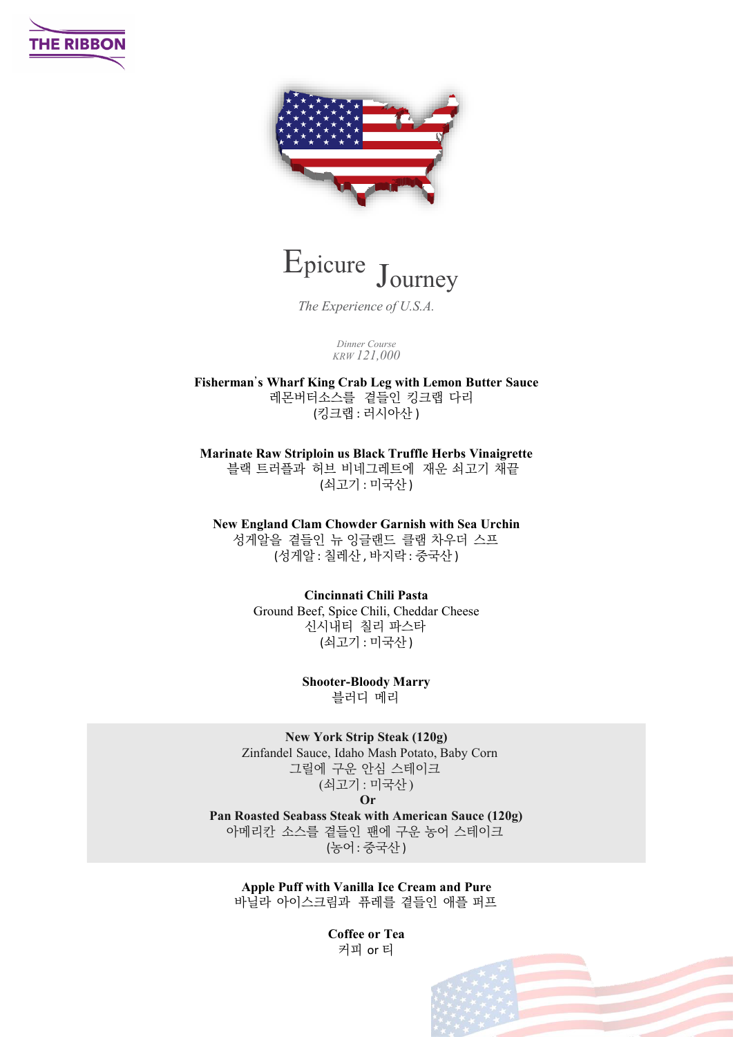THE RIBBON

# Epicure Journey

*The Experience of U.S.A.*

*Dinner Course*
*KRW 121,000*

**Fisherman's Wharf King Crab Leg with Lemon Butter Sauce**
레몬버터소스를 곁들인 킹크랩 다리
(킹크랩 : 러시아산)

**Marinate Raw Striploin us Black Truffle Herbs Vinaigrette**
블랙 트러플과 허브 비네그레트에 재운 쇠고기 채끝
(쇠고기 : 미국산)

**New England Clam Chowder Garnish with Sea Urchin**
성게알을 곁들인 뉴 잉글랜드 클램 차우더 스프
(성게알 : 칠레산, 바지락 : 중국산)

**Cincinnati Chili Pasta**
Ground Beef, Spice Chili, Cheddar Cheese
신시내티 칠리 파스타
(쇠고기 : 미국산)

**Shooter-Bloody Marry**
블러디 메리

**New York Strip Steak (120g)**
Zinfandel Sauce, Idaho Mash Potato, Baby Corn
그릴에 구운 안심 스테이크
(쇠고기 : 미국산)
**Or**
**Pan Roasted Seabass Steak with American Sauce (120g)**
아메리칸 소스를 곁들인 팬에 구운 농어 스테이크
(농어 : 중국산)

**Apple Puff with Vanilla Ice Cream and Pure**
바닐라 아이스크림과 퓨레를 곁들인 애플 퍼프

**Coffee or Tea**
커피 or 티